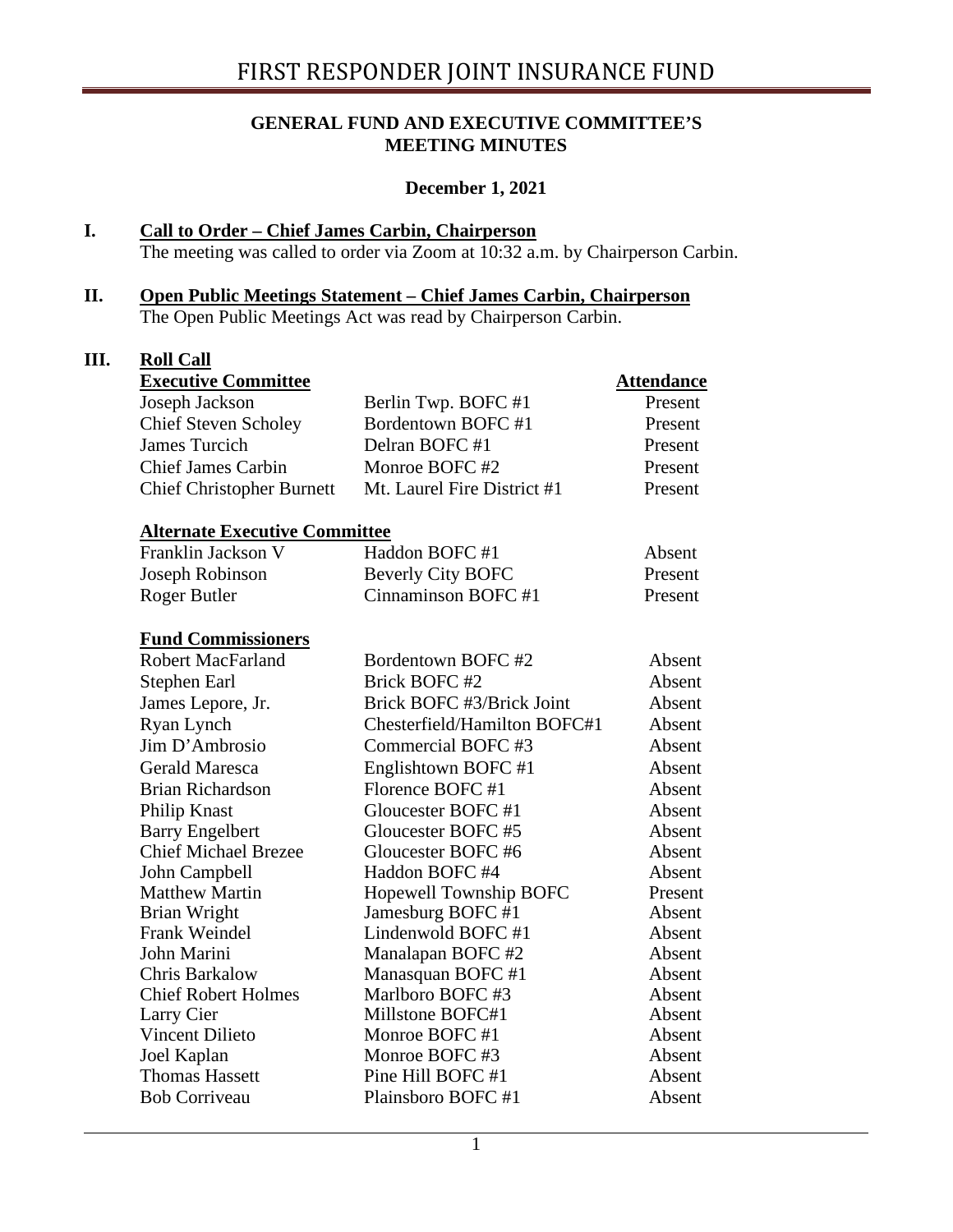# FIRST RESPONDER JOINT INSURANCE FUND

**GENERAL FUND AND EXECUTIVE COMMITTEE'S MEETING MINUTES**

**December 1, 2021**

## I. Call to Order – Chief James Carbin, Chairperson

The meeting was called to order via Zoom at 10:32 a.m. by Chairperson Carbin.

## II. Open Public Meetings Statement – Chief James Carbin, Chairperson

The Open Public Meetings Act was read by Chairperson Carbin.

## III. Roll Call

| Executive Committee | | Attendance |
|---|---|---|
| Joseph Jackson | Berlin Twp. BOFC #1 | Present |
| Chief Steven Scholey | Bordentown BOFC #1 | Present |
| James Turcich | Delran BOFC #1 | Present |
| Chief James Carbin | Monroe BOFC #2 | Present |
| Chief Christopher Burnett | Mt. Laurel Fire District #1 | Present |

| Alternate Executive Committee | | |
|---|---|---|
| Franklin Jackson V | Haddon BOFC #1 | Absent |
| Joseph Robinson | Beverly City BOFC | Present |
| Roger Butler | Cinnaminson BOFC #1 | Present |

| Fund Commissioners | | |
|---|---|---|
| Robert MacFarland | Bordentown BOFC #2 | Absent |
| Stephen Earl | Brick BOFC #2 | Absent |
| James Lepore, Jr. | Brick BOFC #3/Brick Joint | Absent |
| Ryan Lynch | Chesterfield/Hamilton BOFC#1 | Absent |
| Jim D'Ambrosio | Commercial BOFC #3 | Absent |
| Gerald Maresca | Englishtown BOFC #1 | Absent |
| Brian Richardson | Florence BOFC #1 | Absent |
| Philip Knast | Gloucester BOFC #1 | Absent |
| Barry Engelbert | Gloucester BOFC #5 | Absent |
| Chief Michael Brezee | Gloucester BOFC #6 | Absent |
| John Campbell | Haddon BOFC #4 | Absent |
| Matthew Martin | Hopewell Township BOFC | Present |
| Brian Wright | Jamesburg BOFC #1 | Absent |
| Frank Weindel | Lindenwold BOFC #1 | Absent |
| John Marini | Manalapan BOFC #2 | Absent |
| Chris Barkalow | Manasquan BOFC #1 | Absent |
| Chief Robert Holmes | Marlboro BOFC #3 | Absent |
| Larry Cier | Millstone BOFC#1 | Absent |
| Vincent Dilieto | Monroe BOFC #1 | Absent |
| Joel Kaplan | Monroe BOFC #3 | Absent |
| Thomas Hassett | Pine Hill BOFC #1 | Absent |
| Bob Corriveau | Plainsboro BOFC #1 | Absent |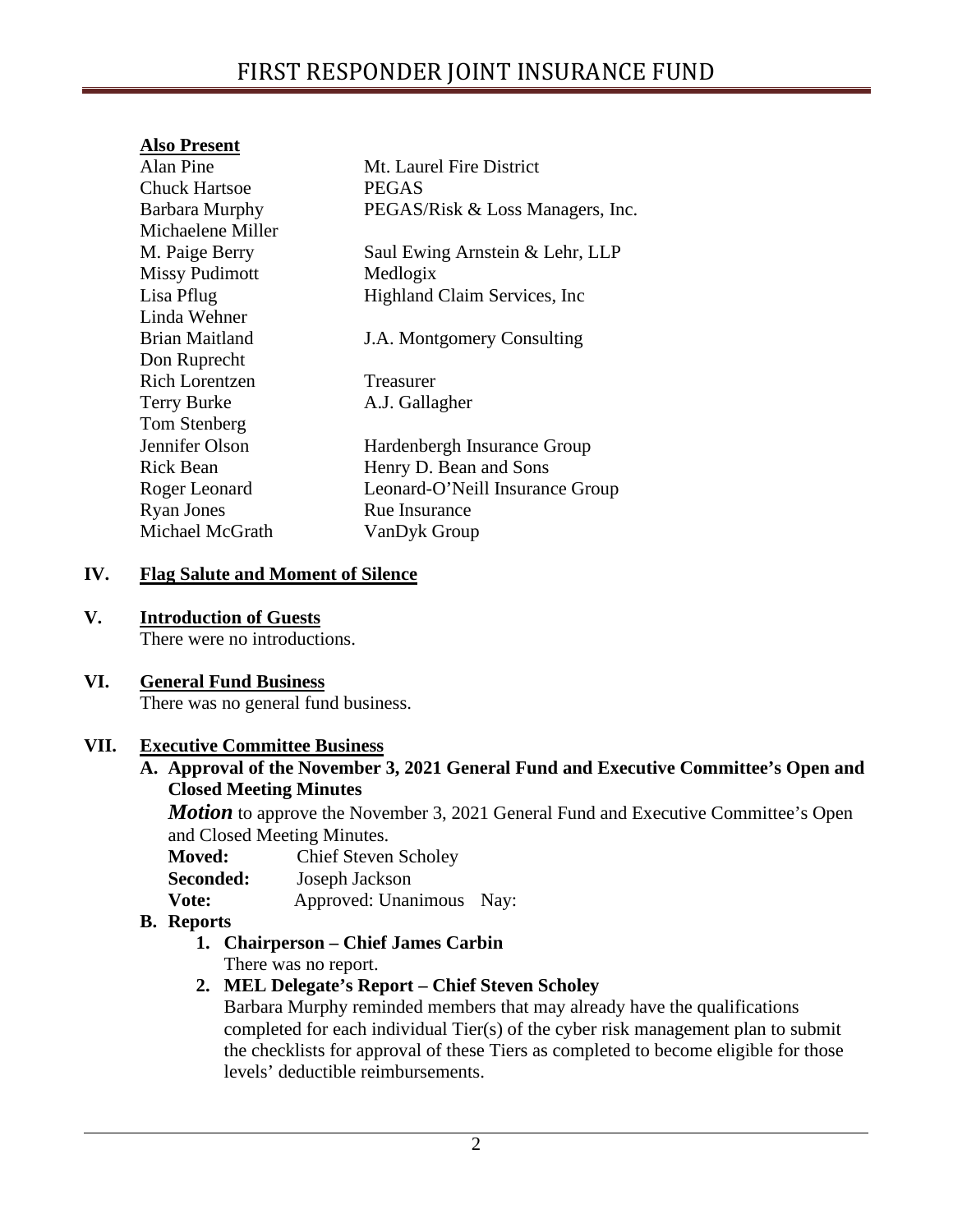**Also Present**

| | |
|---|---|
| Alan Pine | Mt. Laurel Fire District |
| Chuck Hartsoe | PEGAS |
| Barbara Murphy | PEGAS/Risk & Loss Managers, Inc. |
| Michaelene Miller | |
| M. Paige Berry | Saul Ewing Arnstein & Lehr, LLP |
| Missy Pudimott | Medlogix |
| Lisa Pflug | Highland Claim Services, Inc |
| Linda Wehner | |
| Brian Maitland | J.A. Montgomery Consulting |
| Don Ruprecht | |
| Rich Lorentzen | Treasurer |
| Terry Burke | A.J. Gallagher |
| Tom Stenberg | |
| Jennifer Olson | Hardenbergh Insurance Group |
| Rick Bean | Henry D. Bean and Sons |
| Roger Leonard | Leonard-O'Neill Insurance Group |
| Ryan Jones | Rue Insurance |
| Michael McGrath | VanDyk Group |

## IV. Flag Salute and Moment of Silence

## V. Introduction of Guests

There were no introductions.

## VI. General Fund Business

There was no general fund business.

## VII. Executive Committee Business

### A. Approval of the November 3, 2021 General Fund and Executive Committee's Open and Closed Meeting Minutes

***Motion*** to approve the November 3, 2021 General Fund and Executive Committee's Open and Closed Meeting Minutes.

**Moved:** Chief Steven Scholey
**Seconded:** Joseph Jackson
**Vote:** Approved: Unanimous Nay:

### B. Reports

1. **Chairperson – Chief James Carbin**
   There was no report.
2. **MEL Delegate's Report – Chief Steven Scholey**
   Barbara Murphy reminded members that may already have the qualifications completed for each individual Tier(s) of the cyber risk management plan to submit the checklists for approval of these Tiers as completed to become eligible for those levels' deductible reimbursements.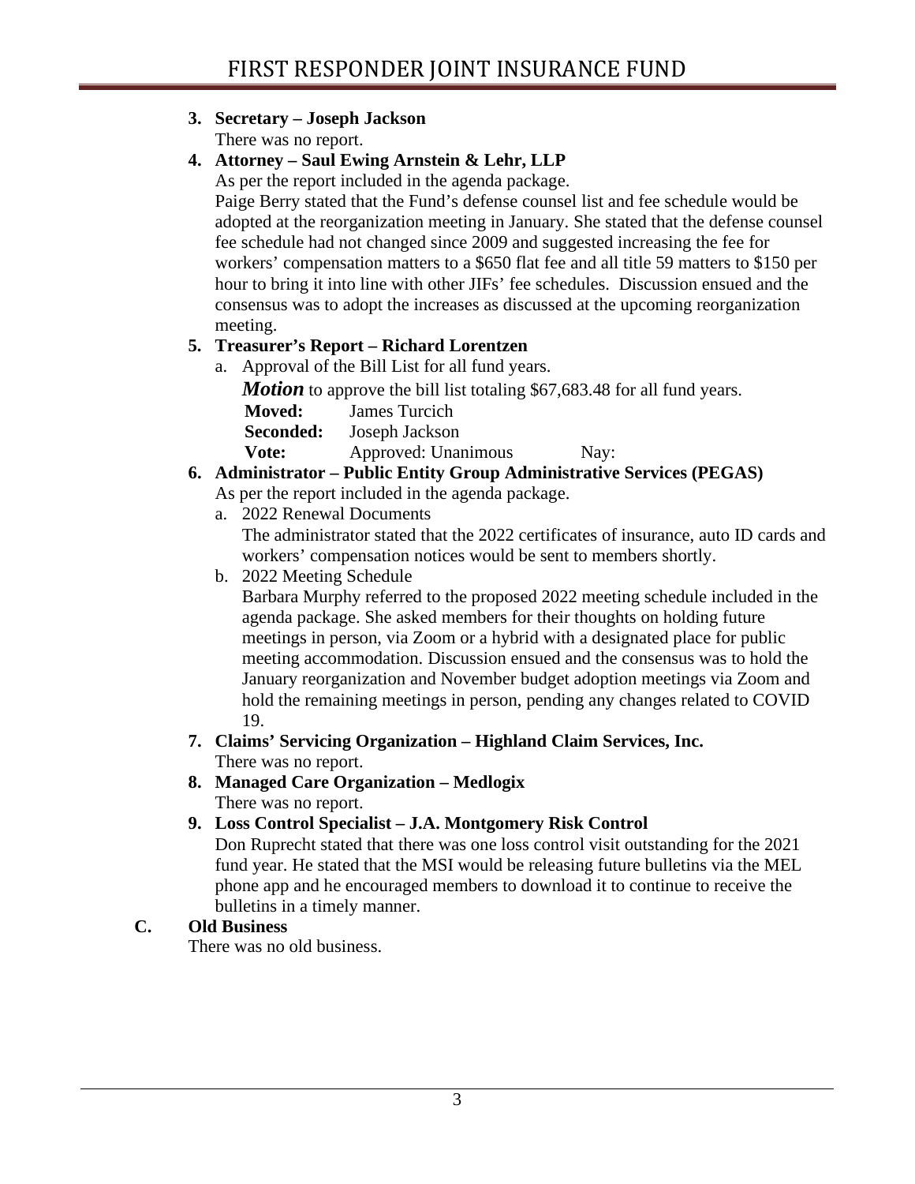3. **Secretary – Joseph Jackson**
   There was no report.
4. **Attorney – Saul Ewing Arnstein & Lehr, LLP**
   As per the report included in the agenda package.
   Paige Berry stated that the Fund's defense counsel list and fee schedule would be adopted at the reorganization meeting in January. She stated that the defense counsel fee schedule had not changed since 2009 and suggested increasing the fee for workers' compensation matters to a $650 flat fee and all title 59 matters to $150 per hour to bring it into line with other JIFs' fee schedules. Discussion ensued and the consensus was to adopt the increases as discussed at the upcoming reorganization meeting.
5. **Treasurer's Report – Richard Lorentzen**
   a. Approval of the Bill List for all fund years.

      ***Motion*** to approve the bill list totaling $67,683.48 for all fund years.

      | | | |
      |---|---|---|
      | **Moved:** | James Turcich | |
      | **Seconded:** | Joseph Jackson | |
      | **Vote:** | Approved: Unanimous | Nay: |

6. **Administrator – Public Entity Group Administrative Services (PEGAS)**
   As per the report included in the agenda package.
   a. 2022 Renewal Documents
      The administrator stated that the 2022 certificates of insurance, auto ID cards and workers' compensation notices would be sent to members shortly.
   b. 2022 Meeting Schedule
      Barbara Murphy referred to the proposed 2022 meeting schedule included in the agenda package. She asked members for their thoughts on holding future meetings in person, via Zoom or a hybrid with a designated place for public meeting accommodation. Discussion ensued and the consensus was to hold the January reorganization and November budget adoption meetings via Zoom and hold the remaining meetings in person, pending any changes related to COVID 19.
7. **Claims' Servicing Organization – Highland Claim Services, Inc.**
   There was no report.
8. **Managed Care Organization – Medlogix**
   There was no report.
9. **Loss Control Specialist – J.A. Montgomery Risk Control**
   Don Ruprecht stated that there was one loss control visit outstanding for the 2021 fund year. He stated that the MSI would be releasing future bulletins via the MEL phone app and he encouraged members to download it to continue to receive the bulletins in a timely manner.

**C. Old Business**

There was no old business.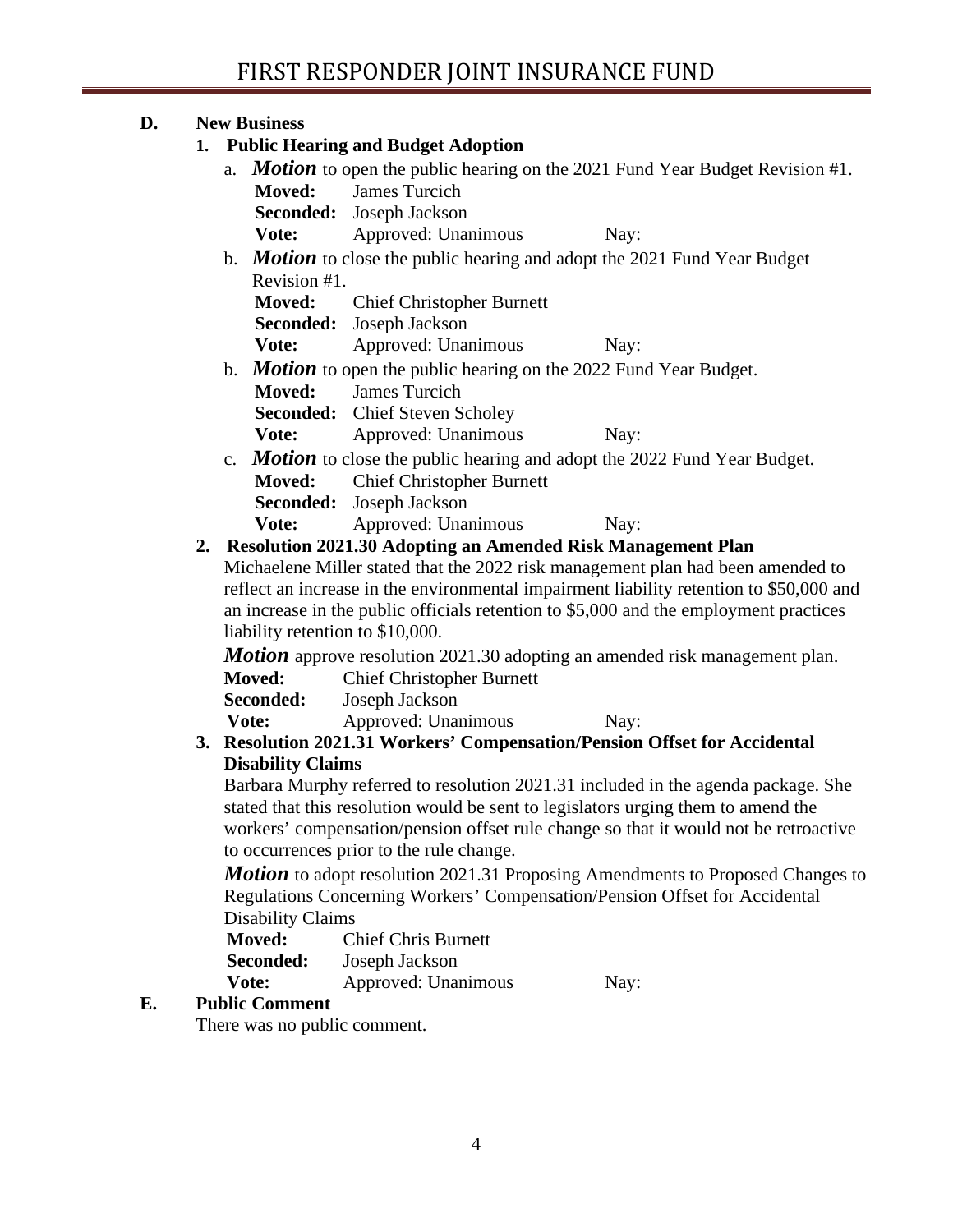## D. New Business

### 1. Public Hearing and Budget Adoption

a. ***Motion*** to open the public hearing on the 2021 Fund Year Budget Revision #1.

**Moved:** James Turcich
**Seconded:** Joseph Jackson
**Vote:** Approved: Unanimous Nay:

b. ***Motion*** to close the public hearing and adopt the 2021 Fund Year Budget Revision #1.

**Moved:** Chief Christopher Burnett
**Seconded:** Joseph Jackson
**Vote:** Approved: Unanimous Nay:

b. ***Motion*** to open the public hearing on the 2022 Fund Year Budget.

**Moved:** James Turcich
**Seconded:** Chief Steven Scholey
**Vote:** Approved: Unanimous Nay:

c. ***Motion*** to close the public hearing and adopt the 2022 Fund Year Budget.

**Moved:** Chief Christopher Burnett
**Seconded:** Joseph Jackson
**Vote:** Approved: Unanimous Nay:

### 2. Resolution 2021.30 Adopting an Amended Risk Management Plan

Michaelene Miller stated that the 2022 risk management plan had been amended to reflect an increase in the environmental impairment liability retention to $50,000 and an increase in the public officials retention to $5,000 and the employment practices liability retention to $10,000.

***Motion*** approve resolution 2021.30 adopting an amended risk management plan.

**Moved:** Chief Christopher Burnett
**Seconded:** Joseph Jackson
**Vote:** Approved: Unanimous Nay:

### 3. Resolution 2021.31 Workers' Compensation/Pension Offset for Accidental Disability Claims

Barbara Murphy referred to resolution 2021.31 included in the agenda package. She stated that this resolution would be sent to legislators urging them to amend the workers' compensation/pension offset rule change so that it would not be retroactive to occurrences prior to the rule change.

***Motion*** to adopt resolution 2021.31 Proposing Amendments to Proposed Changes to Regulations Concerning Workers' Compensation/Pension Offset for Accidental Disability Claims

**Moved:** Chief Chris Burnett
**Seconded:** Joseph Jackson
**Vote:** Approved: Unanimous Nay:

## E. Public Comment

There was no public comment.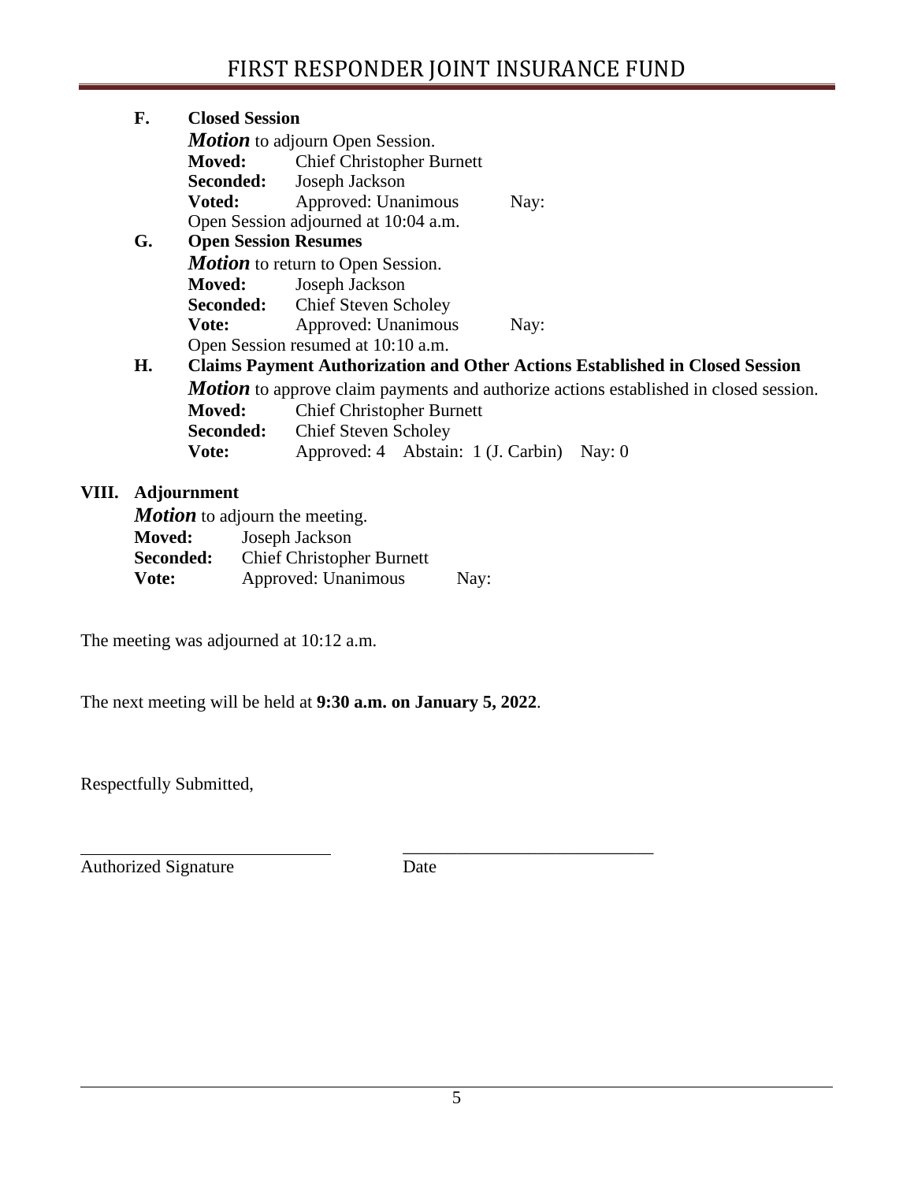**F. Closed Session**

***Motion*** to adjourn Open Session.

**Moved:** Chief Christopher Burnett
**Seconded:** Joseph Jackson
**Voted:** Approved: Unanimous Nay:

Open Session adjourned at 10:04 a.m.

**G. Open Session Resumes**

***Motion*** to return to Open Session.

**Moved:** Joseph Jackson
**Seconded:** Chief Steven Scholey
**Vote:** Approved: Unanimous Nay:

Open Session resumed at 10:10 a.m.

**H. Claims Payment Authorization and Other Actions Established in Closed Session**

***Motion*** to approve claim payments and authorize actions established in closed session.

**Moved:** Chief Christopher Burnett
**Seconded:** Chief Steven Scholey
**Vote:** Approved: 4 Abstain: 1 (J. Carbin) Nay: 0

## VIII. Adjournment

***Motion*** to adjourn the meeting.

**Moved:** Joseph Jackson
**Seconded:** Chief Christopher Burnett
**Vote:** Approved: Unanimous Nay:

The meeting was adjourned at 10:12 a.m.

The next meeting will be held at **9:30 a.m. on January 5, 2022**.

Respectfully Submitted,

\_\_\_\_\_\_\_\_\_\_\_\_\_\_\_\_\_\_\_\_\_\_\_\_\_\_\_\_ \_\_\_\_\_\_\_\_\_\_\_\_\_\_\_\_\_\_\_\_\_\_\_\_\_\_\_\_

Authorized Signature Date